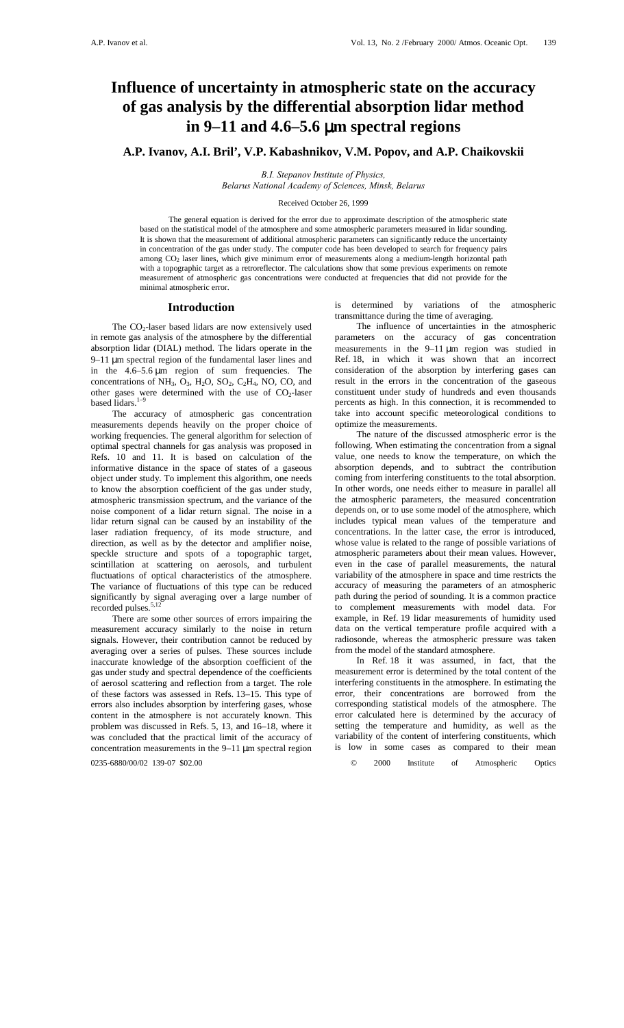# Influence of uncertainty in atmospheric state on the accuracy of gas analysis by the differential absorption lidar method in 9–11 and 4.6–5.6 μm spectral regions

### A.P. Ivanov, A.I. Bril', V.P. Kabashnikov, V.M. Popov, and A.P. Chaikovskii

*B.I. Stepanov Institute of Physics, Belarus National Academy of Sciences, Minsk, Belarus*

Received October 26, 1999

The general equation is derived for the error due to approximate description of the atmospheric state based on the statistical model of the atmosphere and some atmospheric parameters measured in lidar sounding. It is shown that the measurement of additional atmospheric parameters can significantly reduce the uncertainty in concentration of the gas under study. The computer code has been developed to search for frequency pairs among $CO_2$ laser lines, which give minimum error of measurements along a medium-length horizontal path with a topographic target as a retroreflector. The calculations show that some previous experiments on remote measurement of atmospheric gas concentrations were conducted at frequencies that did not provide for the minimal atmospheric error.

## Introduction

The $CO_2$-laser based lidars are now extensively used in remote gas analysis of the atmosphere by the differential absorption lidar (DIAL) method. The lidars operate in the 9–11 μm spectral region of the fundamental laser lines and in the 4.6–5.6 μm region of sum frequencies. The concentrations of $NH_3$, $O_3$, $H_2O$, $SO_2$, $C_2H_4$, NO, CO, and other gases were determined with the use of $CO_2$-laser based lidars.[1–9]

The accuracy of atmospheric gas concentration measurements depends heavily on the proper choice of working frequencies. The general algorithm for selection of optimal spectral channels for gas analysis was proposed in Refs. 10 and 11. It is based on calculation of the informative distance in the space of states of a gaseous object under study. To implement this algorithm, one needs to know the absorption coefficient of the gas under study, atmospheric transmission spectrum, and the variance of the noise component of a lidar return signal. The noise in a lidar return signal can be caused by an instability of the laser radiation frequency, of its mode structure, and direction, as well as by the detector and amplifier noise, speckle structure and spots of a topographic target, scintillation at scattering on aerosols, and turbulent fluctuations of optical characteristics of the atmosphere. The variance of fluctuations of this type can be reduced significantly by signal averaging over a large number of recorded pulses.[5,12]

There are some other sources of errors impairing the measurement accuracy similarly to the noise in return signals. However, their contribution cannot be reduced by averaging over a series of pulses. These sources include inaccurate knowledge of the absorption coefficient of the gas under study and spectral dependence of the coefficients of aerosol scattering and reflection from a target. The role of these factors was assessed in Refs. 13–15. This type of errors also includes absorption by interfering gases, whose content in the atmosphere is not accurately known. This problem was discussed in Refs. 5, 13, and 16–18, where it was concluded that the practical limit of the accuracy of concentration measurements in the 9–11 μm spectral region is determined by variations of the atmospheric transmittance during the time of averaging.

The influence of uncertainties in the atmospheric parameters on the accuracy of gas concentration measurements in the 9–11 μm region was studied in Ref. 18, in which it was shown that an incorrect consideration of the absorption by interfering gases can result in the errors in the concentration of the gaseous constituent under study of hundreds and even thousands percents as high. In this connection, it is recommended to take into account specific meteorological conditions to optimize the measurements.

The nature of the discussed atmospheric error is the following. When estimating the concentration from a signal value, one needs to know the temperature, on which the absorption depends, and to subtract the contribution coming from interfering constituents to the total absorption. In other words, one needs either to measure in parallel all the atmospheric parameters, the measured concentration depends on, or to use some model of the atmosphere, which includes typical mean values of the temperature and concentrations. In the latter case, the error is introduced, whose value is related to the range of possible variations of atmospheric parameters about their mean values. However, even in the case of parallel measurements, the natural variability of the atmosphere in space and time restricts the accuracy of measuring the parameters of an atmospheric path during the period of sounding. It is a common practice to complement measurements with model data. For example, in Ref. 19 lidar measurements of humidity used data on the vertical temperature profile acquired with a radiosonde, whereas the atmospheric pressure was taken from the model of the standard atmosphere.

In Ref. 18 it was assumed, in fact, that the measurement error is determined by the total content of the interfering constituents in the atmosphere. In estimating the error, their concentrations are borrowed from the corresponding statistical models of the atmosphere. The error calculated here is determined by the accuracy of setting the temperature and humidity, as well as the variability of the content of interfering constituents, which is low in some cases as compared to their mean

0235-6880/00/02 139-07 $02.00 © 2000 Institute of Atmospheric Optics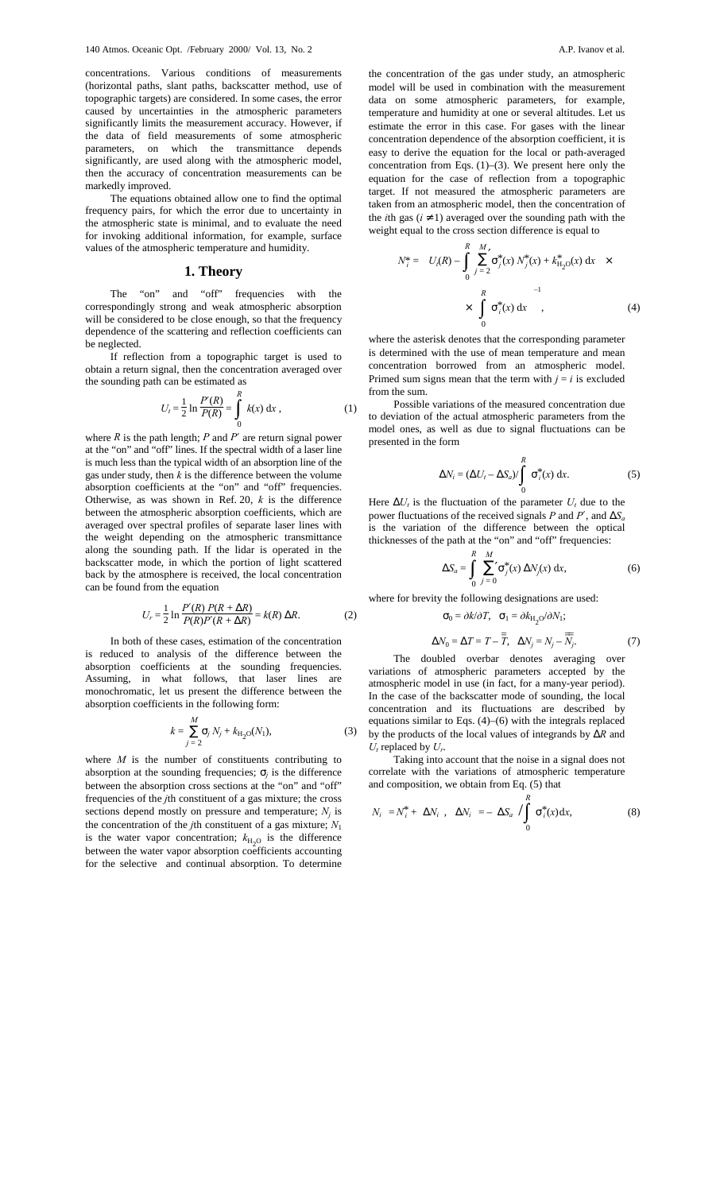concentrations. Various conditions of measurements (horizontal paths, slant paths, backscatter method, use of topographic targets) are considered. In some cases, the error caused by uncertainties in the atmospheric parameters significantly limits the measurement accuracy. However, if the data of field measurements of some atmospheric parameters, on which the transmittance depends significantly, are used along with the atmospheric model, then the accuracy of concentration measurements can be markedly improved.

The equations obtained allow one to find the optimal frequency pairs, for which the error due to uncertainty in the atmospheric state is minimal, and to evaluate the need for invoking additional information, for example, surface values of the atmospheric temperature and humidity.

## 1. Theory

The "on" and "off" frequencies with the correspondingly strong and weak atmospheric absorption will be considered to be close enough, so that the frequency dependence of the scattering and reflection coefficients can be neglected.

If reflection from a topographic target is used to obtain a return signal, then the concentration averaged over the sounding path can be estimated as

$$U_t = \frac{1}{2} \ln \frac{P'(R)}{P(R)} = \int\limits_0^R k(x)\, dx\,, \tag{1}$$

where $R$ is the path length; $P$ and $P'$ are return signal power at the "on" and "off" lines. If the spectral width of a laser line is much less than the typical width of an absorption line of the gas under study, then $k$ is the difference between the volume absorption coefficients at the "on" and "off" frequencies. Otherwise, as was shown in Ref. 20, $k$ is the difference between the atmospheric absorption coefficients, which are averaged over spectral profiles of separate laser lines with the weight depending on the atmospheric transmittance along the sounding path. If the lidar is operated in the backscatter mode, in which the portion of light scattered back by the atmosphere is received, the local concentration can be found from the equation

$$U_r = \frac{1}{2} \ln \frac{P'(R)\, P(R+\Delta R)}{P(R) P'(R+\Delta R)} = k(R)\, \Delta R. \tag{2}$$

In both of these cases, estimation of the concentration is reduced to analysis of the difference between the absorption coefficients at the sounding frequencies. Assuming, in what follows, that laser lines are monochromatic, let us present the difference between the absorption coefficients in the following form:

$$k = \sum_{j=2}^{M} \sigma_j N_j + k_{H_2O}(N_1), \tag{3}$$

where $M$ is the number of constituents contributing to absorption at the sounding frequencies; $\sigma_j$ is the difference between the absorption cross sections at the "on" and "off" frequencies of the $j$th constituent of a gas mixture; the cross sections depend mostly on pressure and temperature; $N_j$ is the concentration of the $j$th constituent of a gas mixture; $N_1$ is the water vapor concentration; $k_{H_2O}$ is the difference between the water vapor absorption coefficients accounting for the selective and continual absorption. To determine the concentration of the gas under study, an atmospheric model will be used in combination with the measurement data on some atmospheric parameters, for example, temperature and humidity at one or several altitudes. Let us estimate the error in this case. For gases with the linear concentration dependence of the absorption coefficient, it is easy to derive the equation for the local or path-averaged concentration from Eqs. (1)–(3). We present here only the equation for the case of reflection from a topographic target. If not measured the atmospheric parameters are taken from an atmospheric model, then the concentration of the $i$th gas ($i \neq 1$) averaged over the sounding path with the weight equal to the cross section difference is equal to

$$N_i^* = \left[ U_t(R) - \int\limits_0^R \left( {\sum_{j=2}^{M}}' \sigma_j^*(x)\, N_j^*(x) + k_{H_2O}^*(x) \right) dx \right] \times \left[ \int\limits_0^R \sigma_i^*(x)\, dx \right]^{-1}, \tag{4}$$

where the asterisk denotes that the corresponding parameter is determined with the use of mean temperature and mean concentration borrowed from an atmospheric model. Primed sum signs mean that the term with $j = i$ is excluded from the sum.

Possible variations of the measured concentration due to deviation of the actual atmospheric parameters from the model ones, as well as due to signal fluctuations can be presented in the form

$$\Delta N_i = (\Delta U_t - \Delta S_a) / \int\limits_0^R \sigma_i^*(x)\, dx. \tag{5}$$

Here $\Delta U_t$ is the fluctuation of the parameter $U_t$ due to the power fluctuations of the received signals $P$ and $P'$, and $\Delta S_a$ is the variation of the difference between the optical thicknesses of the path at the "on" and "off" frequencies:

$$\Delta S_a = \int\limits_0^R {\sum_{j=0}^{M}}' \sigma_j^*(x)\, \Delta N_j(x)\, dx, \tag{6}$$

where for brevity the following designations are used:

$$\sigma_0 = \partial k / \partial T, \quad \sigma_1 = \partial k_{H_2O} / \partial N_1;$$

$$\Delta N_0 = \Delta T = T - \overline{\overline{T}}, \quad \Delta N_j = N_j - \overline{\overline{N_j}}. \tag{7}$$

The doubled overbar denotes averaging over variations of atmospheric parameters accepted by the atmospheric model in use (in fact, for a many-year period). In the case of the backscatter mode of sounding, the local concentration and its fluctuations are described by equations similar to Eqs. (4)–(6) with the integrals replaced by the products of the local values of integrands by $\Delta R$ and $U_t$ replaced by $U_r$.

Taking into account that the noise in a signal does not correlate with the variations of atmospheric temperature and composition, we obtain from Eq. (5) that

$$\langle N_i \rangle = N_i^* + \langle \Delta N_i \rangle, \quad \langle \Delta N_i \rangle = -\langle \Delta S_a \rangle \Big/ \int\limits_0^R \sigma_i^*(x) dx, \tag{8}$$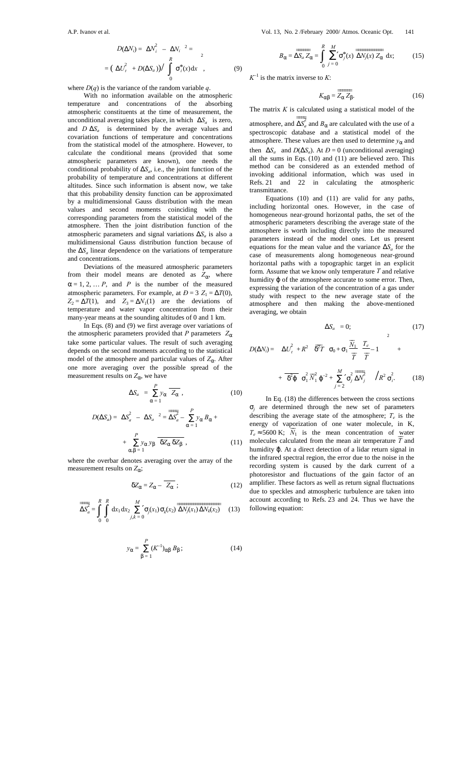$$D(\Delta N_i) = \langle \Delta N_i^2 \rangle - \langle \Delta N_i \rangle^2 =$$

$$= \left( \langle \Delta U_t^2 \rangle + D(\Delta S_a) \right) \Big/ \left[ \int_0^R \sigma_i^*(x) \mathrm{d}x \right]^2, \tag{9}$$

where $D(q)$ is the variance of the random variable $q$.

With no information available on the atmospheric temperature and concentrations of the absorbing atmospheric constituents at the time of measurement, the unconditional averaging takes place, in which $\langle \Delta S_a \rangle$ is zero, and $D\langle \Delta S_a \rangle$ is determined by the average values and covariation functions of temperature and concentrations from the statistical model of the atmosphere. However, to calculate the conditional means (provided that some atmospheric parameters are known), one needs the conditional probability of $\Delta S_a$, i.e., the joint function of the probability of temperature and concentrations at different altitudes. Since such information is absent now, we take that this probability density function can be approximated by a multidimensional Gauss distribution with the mean values and second moments coinciding with the corresponding parameters from the statistical model of the atmosphere. Then the joint distribution function of the atmospheric parameters and signal variations $\Delta S_a$ is also a multidimensional Gauss distribution function because of the $\Delta S_a$ linear dependence on the variations of temperature and concentrations.

Deviations of the measured atmospheric parameters from their model means are denoted as $Z_\alpha$, where $\alpha = 1, 2, \dots P$, and $P$ is the number of the measured atmospheric parameters. For example, at $Ð = 3$ $Z_1 = \Delta T(0)$, $Z_2 = \Delta T(1)$, and $Z_3 = \Delta N_1(1)$ are the deviations of temperature and water vapor concentration from their many-year means at the sounding altitudes of 0 and 1 km.

In Eqs. (8) and (9) we first average over variations of the atmospheric parameters provided that $P$ parameters $Z_\alpha$ take some particular values. The result of such averaging depends on the second moments according to the statistical model of the atmosphere and particular values of $Z_\alpha$. After one more averaging over the possible spread of the measurement results on $Z_\alpha$, we have

$$\langle \Delta S_a \rangle = \sum_{\alpha=1}^{P} y_\alpha \overline{\langle Z_\alpha \rangle}, \tag{10}$$

$$D(\Delta S_a) = \langle \Delta S_a^2 \rangle - \langle \Delta S_a \rangle^2 = \overline{\overline{\Delta S_a^2}} - \sum_{\alpha=1}^{P} y_\alpha B_\alpha +$$

$$+ \sum_{\alpha,\beta=1}^{P} y_\alpha y_\beta \overline{\langle \delta Z_\alpha \delta Z_\beta \rangle}, \tag{11}$$

where the overbar denotes averaging over the array of the measurement results on $Z_\alpha$;

$$\delta Z_\alpha = Z_\alpha - \overline{\langle Z_\alpha \rangle}; \tag{12}$$

$$\overline{\overline{\Delta S_a^2}} = \int_0^R \int_0^R \mathrm{d}x_1 \mathrm{d}x_2 \sum_{j,k=0}^{M}{}' \sigma_j(x_1) \sigma_k(x_2) \overline{\overline{\Delta N_j(x_1) \Delta N_k(x_2)}} \tag{13}$$

$$y_\alpha = \sum_{\beta=1}^{P} (K^{-1})_{\alpha\beta} B_\beta; \tag{14}$$

$$B_\alpha = \overline{\overline{\Delta S_a Z_\alpha}} = \int_0^R \sum_{j=0}^{M}{}' \sigma_j^*(x) \overline{\overline{\Delta N_j(x) Z_\alpha}} \mathrm{d}x; \tag{15}$$

$K^{-1}$ is the matrix inverse to $K$:

$$K_{\alpha\beta} = \overline{\overline{Z_\alpha Z_\beta}}. \tag{16}$$

The matrix $K$ is calculated using a statistical model of the atmosphere, and $\overline{\overline{\Delta S_a^2}}$ and $B_\alpha$ are calculated with the use of a spectroscopic database and a statistical model of the atmosphere. These values are then used to determine $y_\alpha$ and then $\langle \Delta S_a \rangle$ and $D(\Delta S_a)$. At $Ð = 0$ (unconditional averaging) all the sums in Eqs. (10) and (11) are believed zero. This method can be considered as an extended method of invoking additional information, which was used in Refs. 21 and 22 in calculating the atmospheric transmittance.

Equations (10) and (11) are valid for any paths, including horizontal ones. However, in the case of homogeneous near-ground horizontal paths, the set of the atmospheric parameters describing the average state of the atmosphere is worth including directly into the measured parameters instead of the model ones. Let us present equations for the mean value and the variance $\Delta S_a$ for the case of measurements along homogeneous near-ground horizontal paths with a topographic target in an explicit form. Assume that we know only temperature $T$ and relative humidity $\varphi$ of the atmosphere accurate to some error. Then, expressing the variation of the concentration of a gas under study with respect to the new average state of the atmosphere and then making the above-mentioned averaging, we obtain

$$\langle \Delta S_a \rangle = 0; \tag{17}$$

$$D(\Delta N_i) = \left\{ \langle \Delta U_t^2 \rangle + R^2 \left[ \overline{\delta^2 T} \left[ \sigma_0 + \sigma_1 \frac{\overline{N}_1}{\overline{T}} \left( \frac{T_e}{\overline{T}} - 1 \right) \right]^2 + \right. \right.$$

$$\left. \left. + \overline{\delta^2 \varphi}\, \sigma_1^2 \overline{N}_1^2 \varphi^{-2} + \sum_{j=2}^{M}{}' \sigma_j^2 \overline{\overline{\Delta N_j^2}} \right] \right\} \Big/ R^2 \sigma_i^2. \tag{18}$$

In Eq. (18) the differences between the cross sections $\sigma_j$ are determined through the new set of parameters describing the average state of the atmosphere; $T_e$ is the energy of vaporization of one water molecule, in K, $T_e \approx 5600$ K; $\overline{N}_1$ is the mean concentration of water molecules calculated from the mean air temperature $\overline{T}$ and humidity $\varphi$. At a direct detection of a lidar return signal in the infrared spectral region, the error due to the noise in the recording system is caused by the dark current of a photoresistor and fluctuations of the gain factor of an amplifier. These factors as well as return signal fluctuations due to speckles and atmospheric turbulence are taken into account according to Refs. 23 and 24. Thus we have the following equation: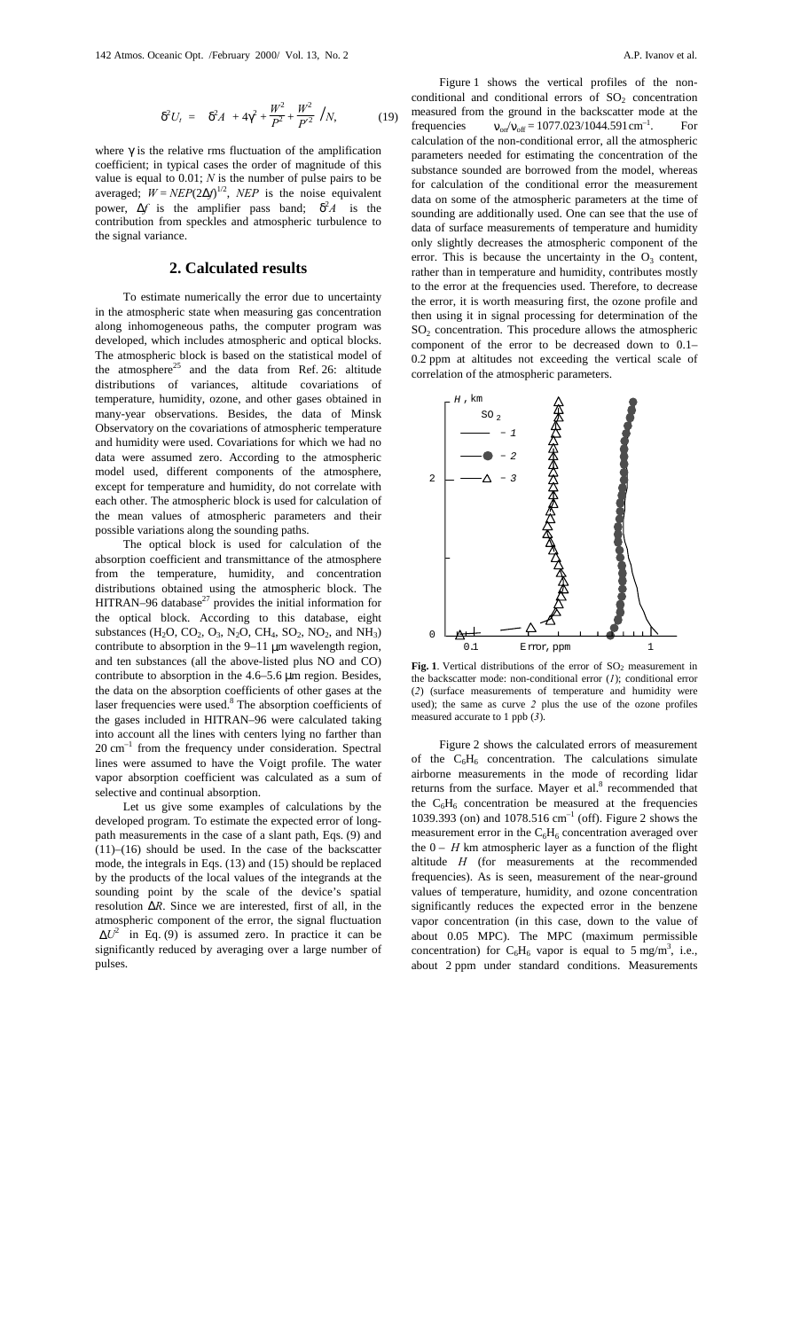$$\delta^2 U_t = \left( \delta^2 A + 4\gamma^2 + \frac{W^2}{P^2} + \frac{W^2}{P'^2} \right) / N, \qquad (19)$$

where $\gamma$ is the relative rms fluctuation of the amplification coefficient; in typical cases the order of magnitude of this value is equal to 0.01; $N$ is the number of pulse pairs to be averaged; $W = NEP(2\Delta f)^{1/2}$, $NEP$ is the noise equivalent power, $\Delta f$ is the amplifier pass band; $\delta^2 A$ is the contribution from speckles and atmospheric turbulence to the signal variance.

## 2. Calculated results

To estimate numerically the error due to uncertainty in the atmospheric state when measuring gas concentration along inhomogeneous paths, the computer program was developed, which includes atmospheric and optical blocks. The atmospheric block is based on the statistical model of the atmosphere[25] and the data from Ref. 26: altitude distributions of variances, altitude covariations of temperature, humidity, ozone, and other gases obtained in many-year observations. Besides, the data of Minsk Observatory on the covariations of atmospheric temperature and humidity were used. Covariations for which we had no data were assumed zero. According to the atmospheric model used, different components of the atmosphere, except for temperature and humidity, do not correlate with each other. The atmospheric block is used for calculation of the mean values of atmospheric parameters and their possible variations along the sounding paths.

The optical block is used for calculation of the absorption coefficient and transmittance of the atmosphere from the temperature, humidity, and concentration distributions obtained using the atmospheric block. The HITRAN–96 database[27] provides the initial information for the optical block. According to this database, eight substances ($H_2O$, $CO_2$, $O_3$, $N_2O$, $CH_4$, $SO_2$, $NO_2$, and $NH_3$) contribute to absorption in the 9–11 μm wavelength region, and ten substances (all the above-listed plus NO and CO) contribute to absorption in the 4.6–5.6 μm region. Besides, the data on the absorption coefficients of other gases at the laser frequencies were used.[8] The absorption coefficients of the gases included in HITRAN–96 were calculated taking into account all the lines with centers lying no farther than 20 cm$^{-1}$ from the frequency under consideration. Spectral lines were assumed to have the Voigt profile. The water vapor absorption coefficient was calculated as a sum of selective and continual absorption.

Let us give some examples of calculations by the developed program. To estimate the expected error of long-path measurements in the case of a slant path, Eqs. (9) and (11)–(16) should be used. In the case of the backscatter mode, the integrals in Eqs. (13) and (15) should be replaced by the products of the local values of the integrands at the sounding point by the scale of the device's spatial resolution $\Delta R$. Since we are interested, first of all, in the atmospheric component of the error, the signal fluctuation $\langle \Delta U^2 \rangle$ in Eq. (9) is assumed zero. In practice it can be significantly reduced by averaging over a large number of pulses.

Figure 1 shows the vertical profiles of the non-conditional and conditional errors of $SO_2$ concentration measured from the ground in the backscatter mode at the frequencies $\nu_{on}/\nu_{off} = 1077.023/1044.591$ cm$^{-1}$. For calculation of the non-conditional error, all the atmospheric parameters needed for estimating the concentration of the substance sounded are borrowed from the model, whereas for calculation of the conditional error the measurement data on some of the atmospheric parameters at the time of sounding are additionally used. One can see that the use of data of surface measurements of temperature and humidity only slightly decreases the atmospheric component of the error. This is because the uncertainty in the $O_3$ content, rather than in temperature and humidity, contributes mostly to the error at the frequencies used. Therefore, to decrease the error, it is worth measuring first, the ozone profile and then using it in signal processing for determination of the $SO_2$ concentration. This procedure allows the atmospheric component of the error to be decreased down to 0.1–0.2 ppm at altitudes not exceeding the vertical scale of correlation of the atmospheric parameters.

**Fig. 1**. Vertical distributions of the error of $SO_2$ measurement in the backscatter mode: non-conditional error (*1*); conditional error (*2*) (surface measurements of temperature and humidity were used); the same as curve *2* plus the use of the ozone profiles measured accurate to 1 ppb (*3*).

Figure 2 shows the calculated errors of measurement of the $C_6H_6$ concentration. The calculations simulate airborne measurements in the mode of recording lidar returns from the surface. Mayer et al.[8] recommended that the $C_6H_6$ concentration be measured at the frequencies 1039.393 (on) and 1078.516 cm$^{-1}$ (off). Figure 2 shows the measurement error in the $C_6H_6$ concentration averaged over the 0 – $H$ km atmospheric layer as a function of the flight altitude $H$ (for measurements at the recommended frequencies). As is seen, measurement of the near-ground values of temperature, humidity, and ozone concentration significantly reduces the expected error in the benzene vapor concentration (in this case, down to the value of about 0.05 MPC). The MPC (maximum permissible concentration) for $C_6H_6$ vapor is equal to 5 mg/m$^3$, i.e., about 2 ppm under standard conditions. Measurements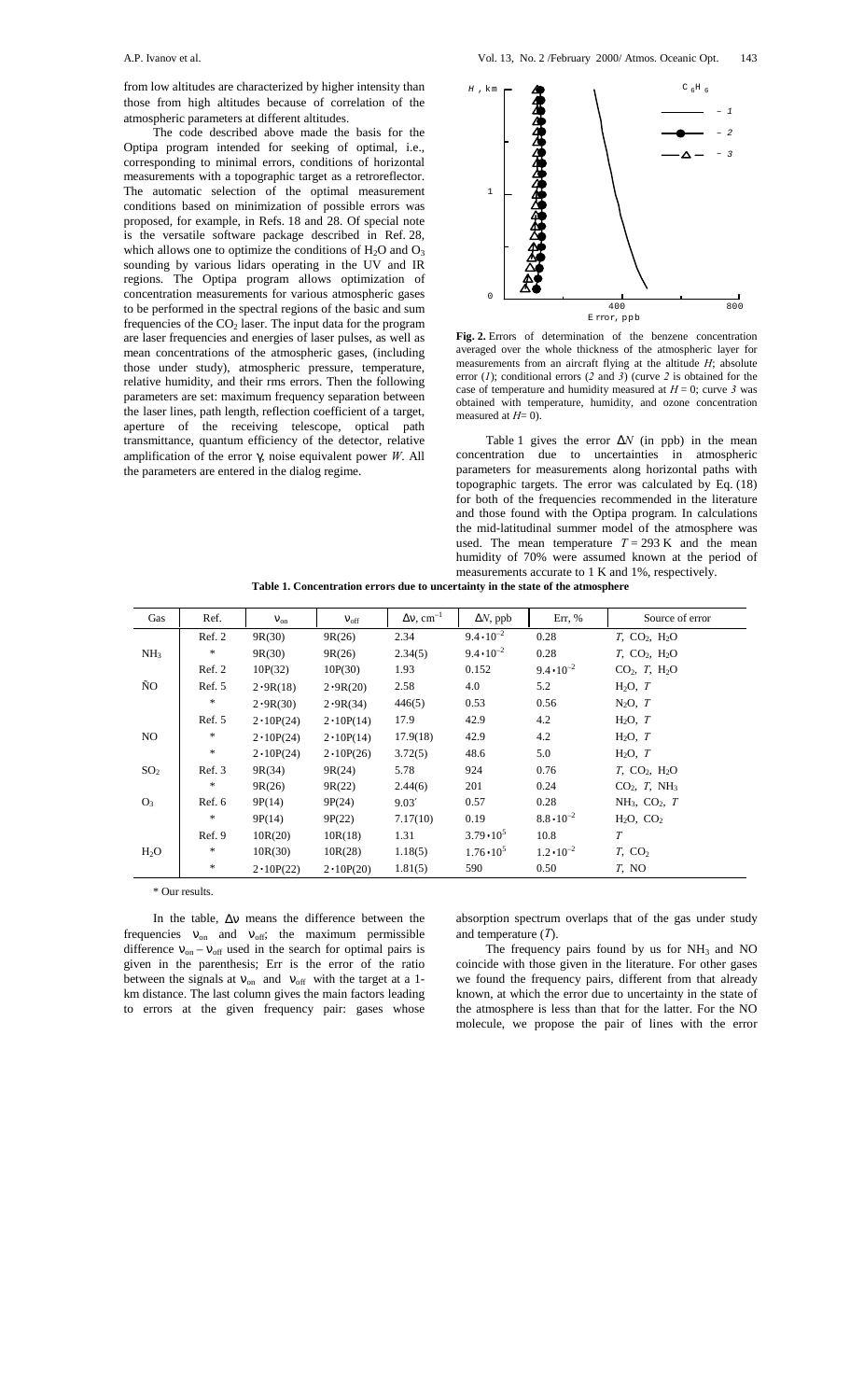from low altitudes are characterized by higher intensity than those from high altitudes because of correlation of the atmospheric parameters at different altitudes.

The code described above made the basis for the Optipa program intended for seeking of optimal, i.e., corresponding to minimal errors, conditions of horizontal measurements with a topographic target as a retroreflector. The automatic selection of the optimal measurement conditions based on minimization of possible errors was proposed, for example, in Refs. 18 and 28. Of special note is the versatile software package described in Ref. 28, which allows one to optimize the conditions of $H_2O$ and $O_3$ sounding by various lidars operating in the UV and IR regions. The Optipa program allows optimization of concentration measurements for various atmospheric gases to be performed in the spectral regions of the basic and sum frequencies of the $CO_2$ laser. The input data for the program are laser frequencies and energies of laser pulses, as well as mean concentrations of the atmospheric gases, (including those under study), atmospheric pressure, temperature, relative humidity, and their rms errors. Then the following parameters are set: maximum frequency separation between the laser lines, path length, reflection coefficient of a target, aperture of the receiving telescope, optical path transmittance, quantum efficiency of the detector, relative amplification of the error $\gamma$, noise equivalent power $W$. All the parameters are entered in the dialog regime.

**Fig. 2.** Errors of determination of the benzene concentration averaged over the whole thickness of the atmospheric layer for measurements from an aircraft flying at the altitude $H$; absolute error (*1*); conditional errors (*2* and *3*) (curve *2* is obtained for the case of temperature and humidity measured at $H = 0$; curve *3* was obtained with temperature, humidity, and ozone concentration measured at $H = 0$).

Table 1 gives the error $\Delta N$ (in ppb) in the mean concentration due to uncertainties in atmospheric parameters for measurements along horizontal paths with topographic targets. The error was calculated by Eq. (18) for both of the frequencies recommended in the literature and those found with the Optipa program. In calculations the mid-latitudinal summer model of the atmosphere was used. The mean temperature $T = 293$ K and the mean humidity of 70% were assumed known at the period of measurements accurate to 1 K and 1%, respectively.

**Table 1. Concentration errors due to uncertainty in the state of the atmosphere**

| Gas | Ref. | $\nu_{on}$ | $\nu_{off}$ | $\Delta\nu$, cm$^{-1}$ | $\Delta N$, ppb | Err, % | Source of error |
|---|---|---|---|---|---|---|---|
| | Ref. 2 | 9R(30) | 9R(26) | 2.34 | $9.4 \cdot 10^{-2}$ | 0.28 | $T$, $CO_2$, $H_2O$ |
| $NH_3$ | * | 9R(30) | 9R(26) | 2.34(5) | $9.4 \cdot 10^{-2}$ | 0.28 | $T$, $CO_2$, $H_2O$ |
| | Ref. 2 | 10P(32) | 10P(30) | 1.93 | 0.152 | $9.4 \cdot 10^{-2}$ | $CO_2$, $T$, $H_2O$ |
| ÑO | Ref. 5 | 2·9R(18) | 2·9R(20) | 2.58 | 4.0 | 5.2 | $H_2O$, $T$ |
| | * | 2·9R(30) | 2·9R(34) | 446(5) | 0.53 | 0.56 | $N_2O$, $T$ |
| | Ref. 5 | 2·10P(24) | 2·10P(14) | 17.9 | 42.9 | 4.2 | $H_2O$, $T$ |
| NO | * | 2·10P(24) | 2·10P(14) | 17.9(18) | 42.9 | 4.2 | $H_2O$, $T$ |
| | * | 2·10P(24) | 2·10P(26) | 3.72(5) | 48.6 | 5.0 | $H_2O$, $T$ |
| $SO_2$ | Ref. 3 | 9R(34) | 9R(24) | 5.78 | 924 | 0.76 | $T$, $CO_2$, $H_2O$ |
| | * | 9R(26) | 9R(22) | 2.44(6) | 201 | 0.24 | $CO_2$, $T$, $NH_3$ |
| $O_3$ | Ref. 6 | 9P(14) | 9P(24) | 9.03 | 0.57 | 0.28 | $NH_3$, $CO_2$, $T$ |
| | * | 9P(14) | 9P(22) | 7.17(10) | 0.19 | $8.8 \cdot 10^{-2}$ | $H_2O$, $CO_2$ |
| | Ref. 9 | 10R(20) | 10R(18) | 1.31 | $3.79 \cdot 10^5$ | 10.8 | $T$ |
| $H_2O$ | * | 10R(30) | 10R(28) | 1.18(5) | $1.76 \cdot 10^5$ | $1.2 \cdot 10^{-2}$ | $T$, $CO_2$ |
| | * | 2·10P(22) | 2·10P(20) | 1.81(5) | 590 | 0.50 | $T$, NO |

\* Our results.

In the table, $\Delta\nu$ means the difference between the frequencies $\nu_{on}$ and $\nu_{off}$; the maximum permissible difference $\nu_{on} - \nu_{off}$ used in the search for optimal pairs is given in the parenthesis; Err is the error of the ratio between the signals at $\nu_{on}$ and $\nu_{off}$ with the target at a 1-km distance. The last column gives the main factors leading to errors at the given frequency pair: gases whose absorption spectrum overlaps that of the gas under study and temperature ($T$).

The frequency pairs found by us for $NH_3$ and NO coincide with those given in the literature. For other gases we found the frequency pairs, different from that already known, at which the error due to uncertainty in the state of the atmosphere is less than that for the latter. For the NO molecule, we propose the pair of lines with the error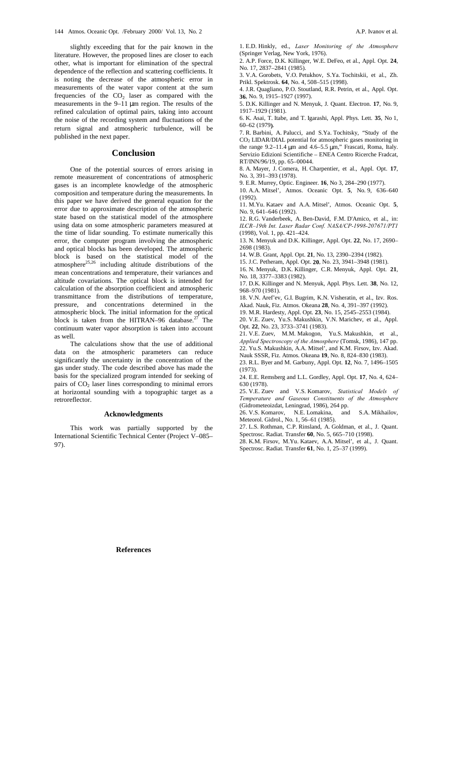slightly exceeding that for the pair known in the literature. However, the proposed lines are closer to each other, what is important for elimination of the spectral dependence of the reflection and scattering coefficients. It is noting the decrease of the atmospheric error in measurements of the water vapor content at the sum frequencies of the $CO_2$ laser as compared with the measurements in the 9–11 μm region. The results of the refined calculation of optimal pairs, taking into account the noise of the recording system and fluctuations of the return signal and atmospheric turbulence, will be published in the next paper.

## Conclusion

One of the potential sources of errors arising in remote measurement of concentrations of atmospheric gases is an incomplete knowledge of the atmospheric composition and temperature during the measurements. In this paper we have derived the general equation for the error due to approximate description of the atmospheric state based on the statistical model of the atmosphere using data on some atmospheric parameters measured at the time of lidar sounding. To estimate numerically this error, the computer program involving the atmospheric and optical blocks has been developed. The atmospheric block is based on the statistical model of the atmosphere[25,26] including altitude distributions of the mean concentrations and temperature, their variances and altitude covariations. The optical block is intended for calculation of the absorption coefficient and atmospheric transmittance from the distributions of temperature, pressure, and concentrations determined in the atmospheric block. The initial information for the optical block is taken from the HITRAN–96 database.[27] The continuum water vapor absorption is taken into account as well.

The calculations show that the use of additional data on the atmospheric parameters can reduce significantly the uncertainty in the concentration of the gas under study. The code described above has made the basis for the specialized program intended for seeking of pairs of $CO_2$ laser lines corresponding to minimal errors at horizontal sounding with a topographic target as a retroreflector.

### Acknowledgments

This work was partially supported by the International Scientific Technical Center (Project V–085–97).

### References

1. E.D. Hinkly, ed., *Laser Monitoring of the Atmosphere* (Springer Verlag, New York, 1976).
2. A.P. Force, D.K. Killinger, W.E. DeFeo, et al., Appl. Opt. **24**, No. 17, 2837–2841 (1985).
3. V.A. Gorobets, V.O. Petukhov, S.Ya. Tochitskii, et al., Zh. Prikl. Spektrosk. **64**, No. 4, 508–515 (1998).
4. J.R. Quagliano, P.O. Stoutland, R.R. Petrin, et al., Appl. Opt. **36**, No. 9, 1915–1927 (1997).
5. D.K. Killinger and N. Menyuk, J. Quant. Electron. **17**, No. 9, 1917–1929 (1981).
6. K. Asai, T. Itabe, and T. Igarashi, Appl. Phys. Lett. **35**, No 1, 60–62 (1979).
7. R. Barbini, A. Palucci, and S.Ya. Tochitsky, "Study of the $CO_2$ LIDAR/DIAL potential for atmospheric gases monitoring in the range 9.2–11.4 μm and 4.6–5.5 μm," Frascati, Roma, Italy. Servizio Edizioni Scientifiche – ENEA Centro Ricerche Fradcat, RT/INN/96/19, pp. 65–00044.
8. A. Mayer, J. Comera, H. Charpentier, et al., Appl. Opt. **17**, No. 3, 391–393 (1978).
9. E.R. Murrey, Optic. Engineer. **16**, No 3, 284–290 (1977).
10. A.A. Mitsel', Atmos. Oceanic Opt. **5**, No. 9, 636–640 (1992).
11. M.Yu. Kataev and A.A. Mitsel', Atmos. Oceanic Opt. **5**, No. 9, 641–646 (1992).
12. R.G. Vanderbeek, A. Ben-David, F.M. D'Amico, et al., in: *ILCR–19th Int. Laser Radar Conf. NASA/CP-1998-207671/PT1* (1998), Vol. 1, pp. 421–424.
13. N. Menyuk and D.K. Killinger, Appl. Opt. **22**, No. 17, 2690–2698 (1983).
14. W.B. Grant, Appl. Opt. **21**, No. 13, 2390–2394 (1982).
15. J.C. Petheram, Appl. Opt. **20**, No. 23, 3941–3948 (1981).
16. N. Menyuk, D.K. Killinger, C.R. Menyuk, Appl. Opt. **21**, No. 18, 3377–3383 (1982).
17. D.K. Killinger and N. Menyuk, Appl. Phys. Lett. **38**, No. 12, 968–970 (1981).
18. V.N. Aref'ev, G.I. Bugrim, K.N. Visheratin, et al., Izv. Ros. Akad. Nauk, Fiz. Atmos. Okeana **28**, No. 4, 391–397 (1992).
19. M.R. Hardesty, Appl. Opt. **23**, No. 15, 2545–2553 (1984).
20. V.E. Zuev, Yu.S. Makushkin, V.N. Marichev, et al., Appl. Opt. **22**, No. 23, 3733–3741 (1983).
21. V.E. Zuev, M.M. Makogon, Yu.S. Makushkin, et al., *Applied Spectroscopy of the Atmosphere* (Tomsk, 1986), 147 pp.
22. Yu.S. Makushkin, A.A. Mitsel', and K.M. Firsov, Izv. Akad. Nauk SSSR, Fiz. Atmos. Okeana **19**, No. 8, 824–830 (1983).
23. R.L. Byer and M. Garbuny, Appl. Opt. **12**, No. 7, 1496–1505 (1973).
24. E.E. Remsberg and L.L. Gordley, Appl. Opt. **17**, No. 4, 624–630 (1978).
25. V.E. Zuev and V.S. Komarov, *Statistical Models of Temperature and Gaseous Constituents of the Atmosphere* (Gidrometeoizdat, Leningrad, 1986), 264 pp.
26. V.S. Komarov, N.E. Lomakina, and S.A. Mikhailov, Meteorol. Gidrol., No. 1, 56–61 (1985).
27. L.S. Rothman, C.P. Rinsland, A. Goldman, et al., J. Quant. Spectrosc. Radiat. Transfer **60**, No. 5, 665–710 (1998).
28. K.M. Firsov, M.Yu. Kataev, A.A. Mitsel', et al., J. Quant. Spectrosc. Radiat. Transfer **61**, No. 1, 25–37 (1999).